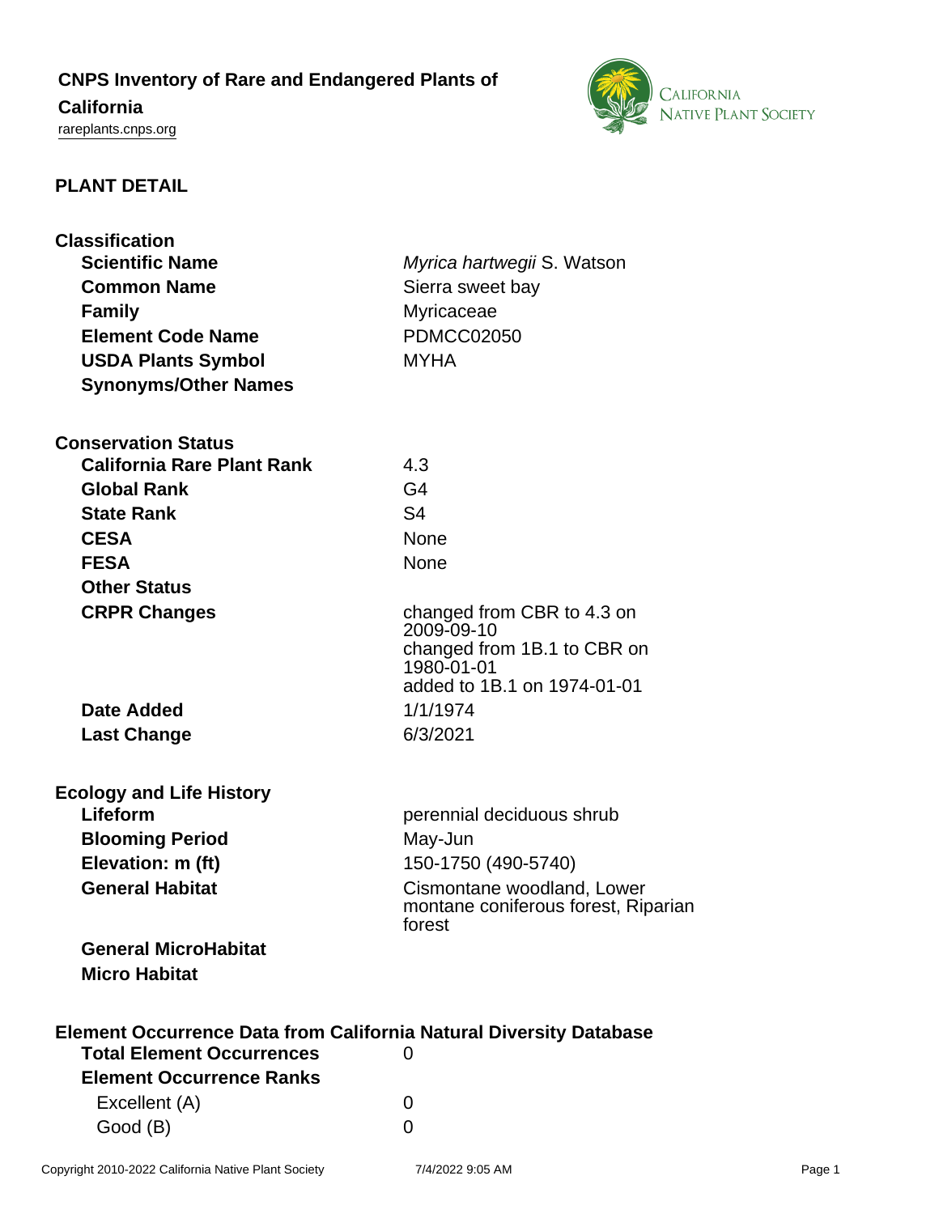# CNPS Inventory of Rare and Endangered Plants of California

rareplants.cnps.org

## PLANT DETAIL

### Classification

| | |
|---|---|
| **Scientific Name** | *Myrica hartwegii* S. Watson |
| **Common Name** | Sierra sweet bay |
| **Family** | Myricaceae |
| **Element Code Name** | PDMCC02050 |
| **USDA Plants Symbol** | MYHA |
| **Synonyms/Other Names** | |

### Conservation Status

| | |
|---|---|
| **California Rare Plant Rank** | 4.3 |
| **Global Rank** | G4 |
| **State Rank** | S4 |
| **CESA** | None |
| **FESA** | None |
| **Other Status** | |
| **CRPR Changes** | changed from CBR to 4.3 on 2009-09-10<br>changed from 1B.1 to CBR on 1980-01-01<br>added to 1B.1 on 1974-01-01 |
| **Date Added** | 1/1/1974 |
| **Last Change** | 6/3/2021 |

### Ecology and Life History

| | |
|---|---|
| **Lifeform** | perennial deciduous shrub |
| **Blooming Period** | May-Jun |
| **Elevation: m (ft)** | 150-1750 (490-5740) |
| **General Habitat** | Cismontane woodland, Lower montane coniferous forest, Riparian forest |
| **General MicroHabitat** | |
| **Micro Habitat** | |

### Element Occurrence Data from California Natural Diversity Database

| | |
|---|---|
| **Total Element Occurrences** | 0 |
| **Element Occurrence Ranks** | |
| Excellent (A) | 0 |
| Good (B) | 0 |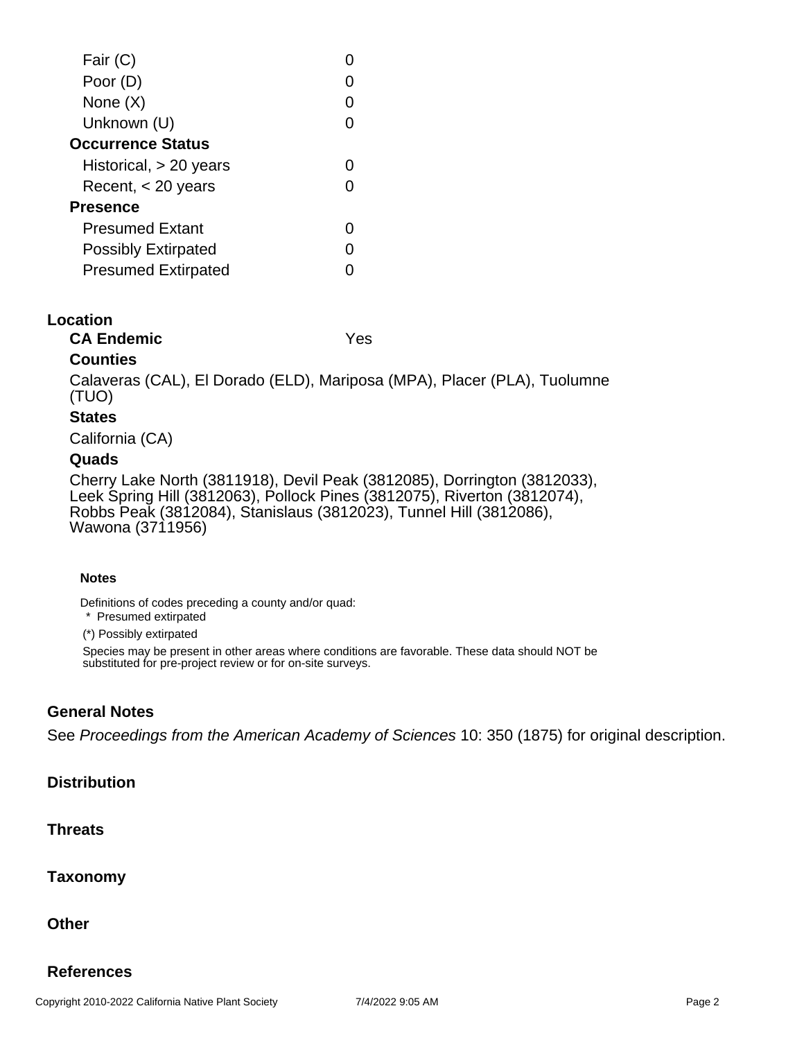| | |
|---|---|
| Fair (C) | 0 |
| Poor (D) | 0 |
| None (X) | 0 |
| Unknown (U) | 0 |
| **Occurrence Status** | |
| Historical, > 20 years | 0 |
| Recent, < 20 years | 0 |
| **Presence** | |
| Presumed Extant | 0 |
| Possibly Extirpated | 0 |
| Presumed Extirpated | 0 |

## Location

**CA Endemic** Yes

**Counties**

Calaveras (CAL), El Dorado (ELD), Mariposa (MPA), Placer (PLA), Tuolumne (TUO)

**States**

California (CA)

**Quads**

Cherry Lake North (3811918), Devil Peak (3812085), Dorrington (3812033), Leek Spring Hill (3812063), Pollock Pines (3812075), Riverton (3812074), Robbs Peak (3812084), Stanislaus (3812023), Tunnel Hill (3812086), Wawona (3711956)

**Notes**

Definitions of codes preceding a county and/or quad:

\* Presumed extirpated

(*) Possibly extirpated

Species may be present in other areas where conditions are favorable. These data should NOT be substituted for pre-project review or for on-site surveys.

## General Notes

See *Proceedings from the American Academy of Sciences* 10: 350 (1875) for original description.

## Distribution

## Threats

## Taxonomy

## Other

## References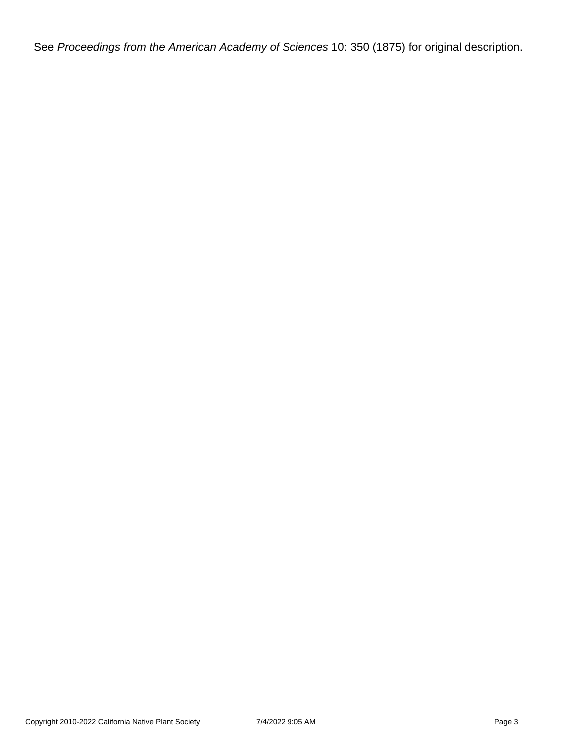See *Proceedings from the American Academy of Sciences* 10: 350 (1875) for original description.